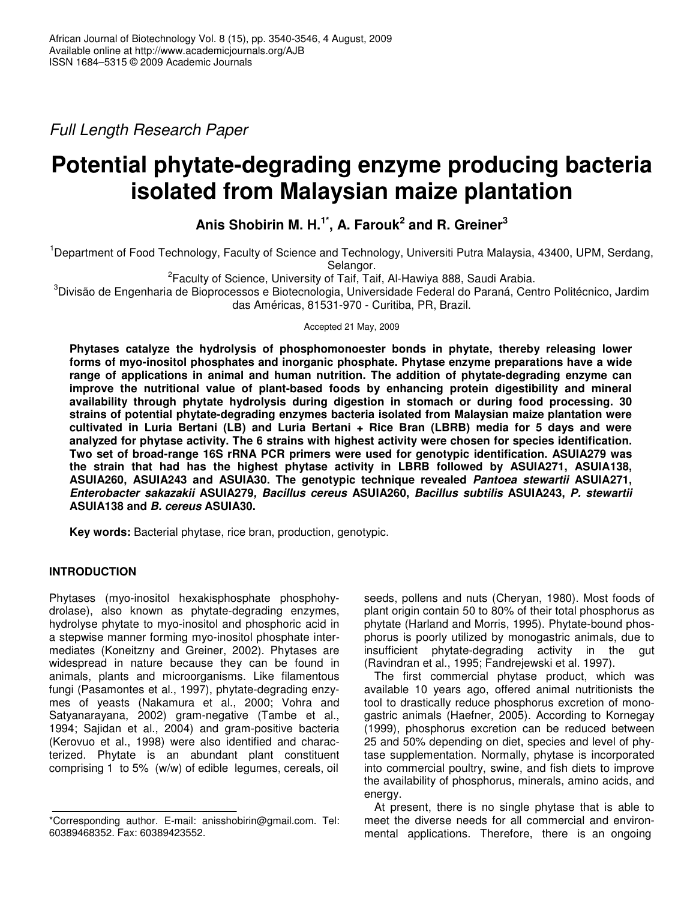Full Length Research Paper

# Potential phytate-degrading enzyme producing bacteria isolated from Malaysian maize plantation

**Anis Shobirin M. H.[1*], A. Farouk[2] and R. Greiner[3]**

[1]Department of Food Technology, Faculty of Science and Technology, Universiti Putra Malaysia, 43400, UPM, Serdang, Selangor.

[2]Faculty of Science, University of Taif, Taif, Al-Hawiya 888, Saudi Arabia.

[3]Divisão de Engenharia de Bioprocessos e Biotecnologia, Universidade Federal do Paraná, Centro Politécnico, Jardim das Américas, 81531-970 - Curitiba, PR, Brazil.

Accepted 21 May, 2009

**Phytases catalyze the hydrolysis of phosphomonoester bonds in phytate, thereby releasing lower forms of myo-inositol phosphates and inorganic phosphate. Phytase enzyme preparations have a wide range of applications in animal and human nutrition. The addition of phytate-degrading enzyme can improve the nutritional value of plant-based foods by enhancing protein digestibility and mineral availability through phytate hydrolysis during digestion in stomach or during food processing. 30 strains of potential phytate-degrading enzymes bacteria isolated from Malaysian maize plantation were cultivated in Luria Bertani (LB) and Luria Bertani + Rice Bran (LBRB) media for 5 days and were analyzed for phytase activity. The 6 strains with highest activity were chosen for species identification. Two set of broad-range 16S rRNA PCR primers were used for genotypic identification. ASUIA279 was the strain that had has the highest phytase activity in LBRB followed by ASUIA271, ASUIA138, ASUIA260, ASUIA243 and ASUIA30. The genotypic technique revealed *Pantoea stewartii* ASUIA271, *Enterobacter sakazakii* ASUIA279, *Bacillus cereus* ASUIA260, *Bacillus subtilis* ASUIA243, *P. stewartii* ASUIA138 and *B. cereus* ASUIA30.**

**Key words:** Bacterial phytase, rice bran, production, genotypic.

## INTRODUCTION

Phytases (myo-inositol hexakisphosphate phosphohydrolase), also known as phytate-degrading enzymes, hydrolyse phytate to myo-inositol and phosphoric acid in a stepwise manner forming myo-inositol phosphate intermediates (Koneitzny and Greiner, 2002). Phytases are widespread in nature because they can be found in animals, plants and microorganisms. Like filamentous fungi (Pasamontes et al., 1997), phytate-degrading enzymes of yeasts (Nakamura et al., 2000; Vohra and Satyanarayana, 2002) gram-negative (Tambe et al., 1994; Sajidan et al., 2004) and gram-positive bacteria (Kerovuo et al., 1998) were also identified and characterized. Phytate is an abundant plant constituent comprising 1 to 5% (w/w) of edible legumes, cereals, oil seeds, pollens and nuts (Cheryan, 1980). Most foods of plant origin contain 50 to 80% of their total phosphorus as phytate (Harland and Morris, 1995). Phytate-bound phosphorus is poorly utilized by monogastric animals, due to insufficient phytate-degrading activity in the gut (Ravindran et al., 1995; Fandrejewski et al. 1997).

The first commercial phytase product, which was available 10 years ago, offered animal nutritionists the tool to drastically reduce phosphorus excretion of monogastric animals (Haefner, 2005). According to Kornegay (1999), phosphorus excretion can be reduced between 25 and 50% depending on diet, species and level of phytase supplementation. Normally, phytase is incorporated into commercial poultry, swine, and fish diets to improve the availability of phosphorus, minerals, amino acids, and energy.

At present, there is no single phytase that is able to meet the diverse needs for all commercial and environmental applications. Therefore, there is an ongoing

*Corresponding author. E-mail: anisshobirin@gmail.com. Tel: 60389468352. Fax: 60389423552.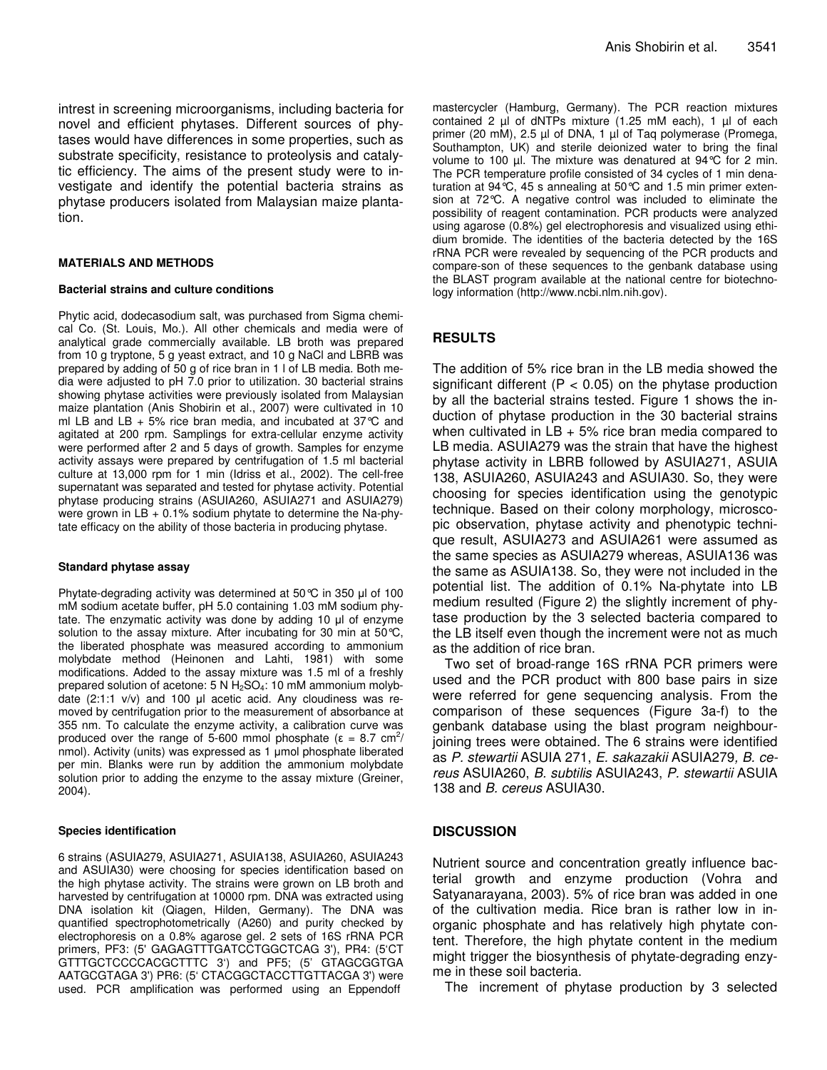intrest in screening microorganisms, including bacteria for novel and efficient phytases. Different sources of phytases would have differences in some properties, such as substrate specificity, resistance to proteolysis and catalytic efficiency. The aims of the present study were to investigate and identify the potential bacteria strains as phytase producers isolated from Malaysian maize plantation.

## MATERIALS AND METHODS

### Bacterial strains and culture conditions

Phytic acid, dodecasodium salt, was purchased from Sigma chemical Co. (St. Louis, Mo.). All other chemicals and media were of analytical grade commercially available. LB broth was prepared from 10 g tryptone, 5 g yeast extract, and 10 g NaCl and LBRB was prepared by adding of 50 g of rice bran in 1 l of LB media. Both media were adjusted to pH 7.0 prior to utilization. 30 bacterial strains showing phytase activities were previously isolated from Malaysian maize plantation (Anis Shobirin et al., 2007) were cultivated in 10 ml LB and LB + 5% rice bran media, and incubated at 37°C and agitated at 200 rpm. Samplings for extra-cellular enzyme activity were performed after 2 and 5 days of growth. Samples for enzyme activity assays were prepared by centrifugation of 1.5 ml bacterial culture at 13,000 rpm for 1 min (Idriss et al., 2002). The cell-free supernatant was separated and tested for phytase activity. Potential phytase producing strains (ASUIA260, ASUIA271 and ASUIA279) were grown in LB + 0.1% sodium phytate to determine the Na-phytate efficacy on the ability of those bacteria in producing phytase.

### Standard phytase assay

Phytate-degrading activity was determined at 50°C in 350 µl of 100 mM sodium acetate buffer, pH 5.0 containing 1.03 mM sodium phytate. The enzymatic activity was done by adding 10 µl of enzyme solution to the assay mixture. After incubating for 30 min at 50°C, the liberated phosphate was measured according to ammonium molybdate method (Heinonen and Lahti, 1981) with some modifications. Added to the assay mixture was 1.5 ml of a freshly prepared solution of acetone: 5 N $H_2SO_4$: 10 mM ammonium molybdate (2:1:1 v/v) and 100 µl acetic acid. Any cloudiness was removed by centrifugation prior to the measurement of absorbance at 355 nm. To calculate the enzyme activity, a calibration curve was produced over the range of 5-600 mmol phosphate ($\varepsilon$ = 8.7 $cm^2$/ nmol). Activity (units) was expressed as 1 µmol phosphate liberated per min. Blanks were run by addition the ammonium molybdate solution prior to adding the enzyme to the assay mixture (Greiner, 2004).

### Species identification

6 strains (ASUIA279, ASUIA271, ASUIA138, ASUIA260, ASUIA243 and ASUIA30) were choosing for species identification based on the high phytase activity. The strains were grown on LB broth and harvested by centrifugation at 10000 rpm. DNA was extracted using DNA isolation kit (Qiagen, Hilden, Germany). The DNA was quantified spectrophotometrically (A260) and purity checked by electrophoresis on a 0.8% agarose gel. 2 sets of 16S rRNA PCR primers, PF3: (5' GAGAGTTTGATCCTGGCTCAG 3'), PR4: (5'CT GTTTGCTCCCCACGCTTTC 3') and PF5; (5' GTAGCGGTGA AATGCGTAGA 3') PR6: (5' CTACGGCTACCTTGTTACGA 3') were used. PCR amplification was performed using an Eppendoff mastercycler (Hamburg, Germany). The PCR reaction mixtures contained 2 µl of dNTPs mixture (1.25 mM each), 1 µl of each primer (20 mM), 2.5 µl of DNA, 1 µl of Taq polymerase (Promega, Southampton, UK) and sterile deionized water to bring the final volume to 100 µl. The mixture was denatured at 94°C for 2 min. The PCR temperature profile consisted of 34 cycles of 1 min denaturation at 94°C, 45 s annealing at 50°C and 1.5 min primer extension at 72°C. A negative control was included to eliminate the possibility of reagent contamination. PCR products were analyzed using agarose (0.8%) gel electrophoresis and visualized using ethidium bromide. The identities of the bacteria detected by the 16S rRNA PCR were revealed by sequencing of the PCR products and compare-son of these sequences to the genbank database using the BLAST program available at the national centre for biotechnology information (http://www.ncbi.nlm.nih.gov).

## RESULTS

The addition of 5% rice bran in the LB media showed the significant different ($P < 0.05$) on the phytase production by all the bacterial strains tested. Figure 1 shows the induction of phytase production in the 30 bacterial strains when cultivated in LB + 5% rice bran media compared to LB media. ASUIA279 was the strain that have the highest phytase activity in LBRB followed by ASUIA271, ASUIA 138, ASUIA260, ASUIA243 and ASUIA30. So, they were choosing for species identification using the genotypic technique. Based on their colony morphology, microscopic observation, phytase activity and phenotypic technique result, ASUIA273 and ASUIA261 were assumed as the same species as ASUIA279 whereas, ASUIA136 was the same as ASUIA138. So, they were not included in the potential list. The addition of 0.1% Na-phytate into LB medium resulted (Figure 2) the slightly increment of phytase production by the 3 selected bacteria compared to the LB itself even though the increment were not as much as the addition of rice bran.

Two set of broad-range 16S rRNA PCR primers were used and the PCR product with 800 base pairs in size were referred for gene sequencing analysis. From the comparison of these sequences (Figure 3a-f) to the genbank database using the blast program neighbour-joining trees were obtained. The 6 strains were identified as *P. stewartii* ASUIA 271, *E. sakazakii* ASUIA279, *B. cereus* ASUIA260, *B. subtilis* ASUIA243, *P. stewartii* ASUIA 138 and *B. cereus* ASUIA30.

## DISCUSSION

Nutrient source and concentration greatly influence bacterial growth and enzyme production (Vohra and Satyanarayana, 2003). 5% of rice bran was added in one of the cultivation media. Rice bran is rather low in inorganic phosphate and has relatively high phytate content. Therefore, the high phytate content in the medium might trigger the biosynthesis of phytate-degrading enzyme in these soil bacteria.

The increment of phytase production by 3 selected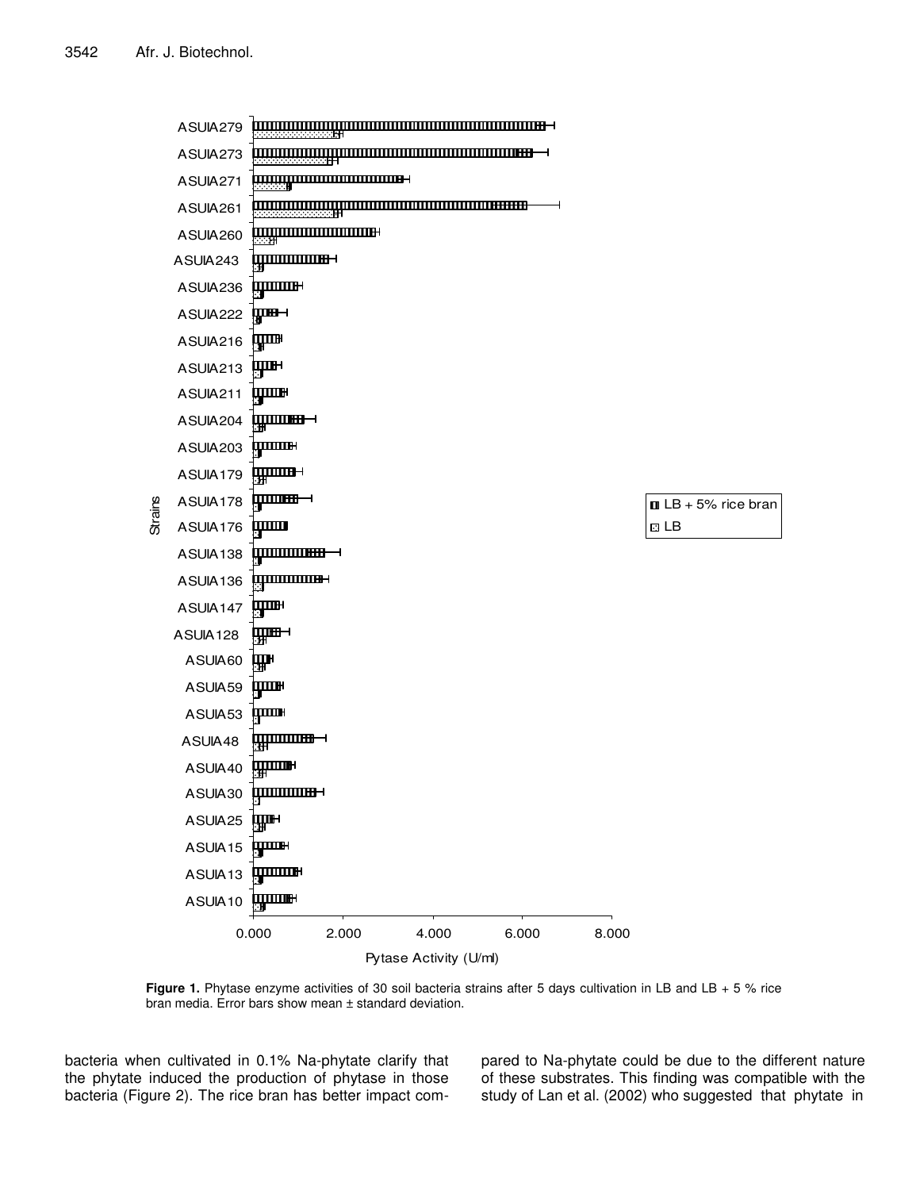**Figure 1.** Phytase enzyme activities of 30 soil bacteria strains after 5 days cultivation in LB and LB + 5 % rice bran media. Error bars show mean ± standard deviation.

bacteria when cultivated in 0.1% Na-phytate clarify that the phytate induced the production of phytase in those bacteria (Figure 2). The rice bran has better impact compared to Na-phytate could be due to the different nature of these substrates. This finding was compatible with the study of Lan et al. (2002) who suggested that phytate in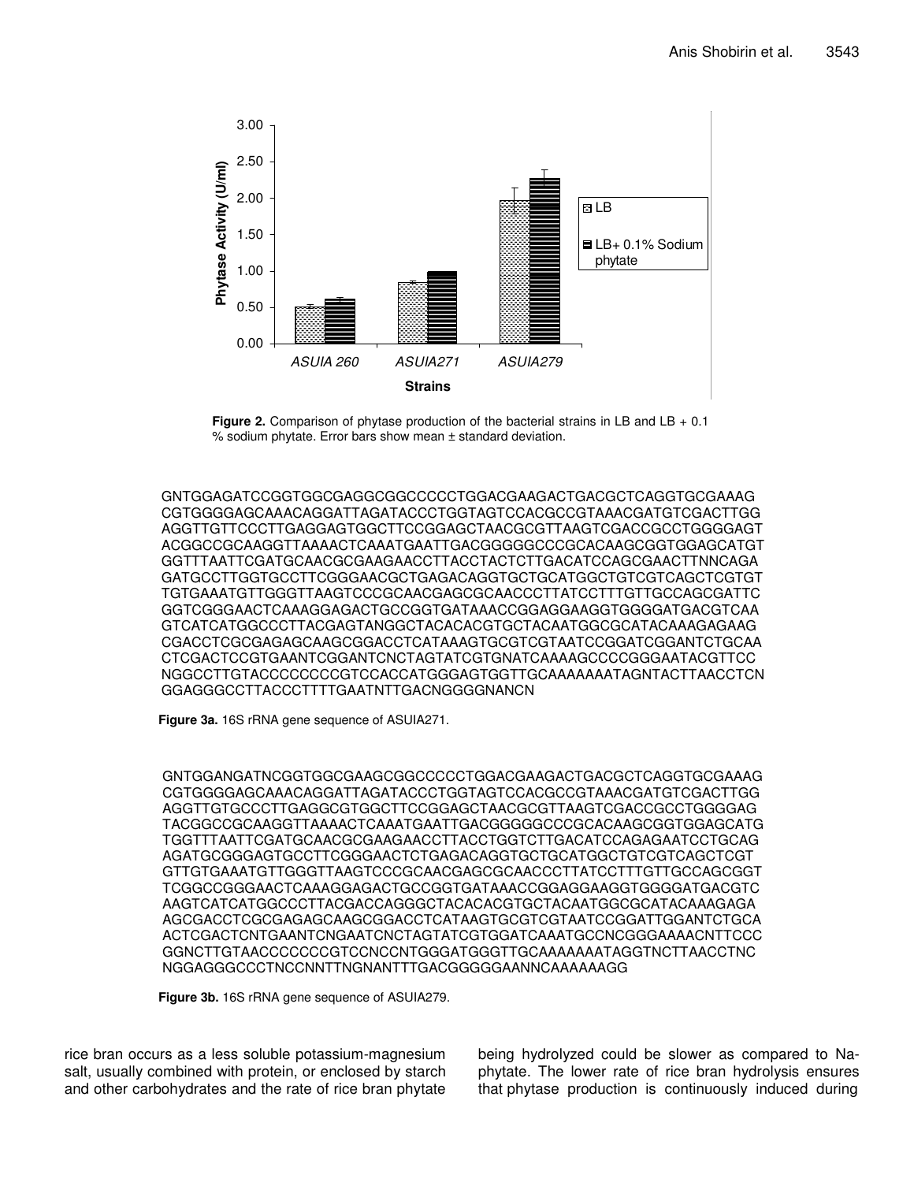**Figure 2.** Comparison of phytase production of the bacterial strains in LB and LB + 0.1 % sodium phytate. Error bars show mean ± standard deviation.

```
GNTGGAGATCCGGTGGCGAGGCGGCCCCCTGGACGAAGACTGACGCTCAGGTGCGAAAG
CGTGGGGAGCAAACAGGATTAGATACCCTGGTAGTCCACGCCGTAAACGATGTCGACTTGG
AGGTTGTTCCCTTGAGGAGTGGCTTCCGGAGCTAACGCGTTAAGTCGACCGCCTGGGGAGT
ACGGCCGCAAGGTTAAAACTCAAATGAATTGACGGGGGCCCGCACAAGCGGTGGAGCATGT
GGTTTAATTCGATGCAACGCGAAGAACCTTACCTACTCTTGACATCCAGCGAACTTNNCAGA
GATGCCTTGGTGCCTTCGGGAACGCTGAGACAGGTGCTGCATGGCTGTCGTCAGCTCGTGT
TGTGAAATGTTGGGTTAAGTCCCGCAACGAGCGCAACCCTTATCCTTTGTTGCCAGCGATTC
GGTCGGGAACTCAAAGGAGACTGCCGGTGATAAACCGGAGGAAGGTGGGGATGACGTCAA
GTCATCATGGCCCTTACGAGTANGGCTACACACGTGCTACAATGGCGCATACAAAGAGAAG
CGACCTCGCGAGAGCAAGCGGACCTCATAAAGTGCGTCGTAATCCGGATCGGANTCTGCAA
CTCGACTCCGTGAANTCGGANTCNCTAGTATCGTGNATCAAAAGCCCCGGGAATACGTTCC
NGGCCTTGTACCCCCCCCCGTCCACCATGGGAGTGGTTGCAAAAAAATAGNTACTTAACCTCN
GGAGGGCCTTACCCTTTTGAATNTTGACNGGGGNANCN
```

**Figure 3a.** 16S rRNA gene sequence of ASUIA271.

```
GNTGGANGATNCGGTGGCGAAGCGGCCCCCTGGACGAAGACTGACGCTCAGGTGCGAAAG
CGTGGGGAGCAAACAGGATTAGATACCCTGGTAGTCCACGCCGTAAACGATGTCGACTTGG
AGGTTGTGCCCTTGAGGCGTGGCTTCCGGAGCTAACGCGTTAAGTCGACCGCCTGGGGAG
TACGGCCGCAAGGTTAAAACTCAAATGAATTGACGGGGGCCCGCACAAGCGGTGGAGCATG
TGGTTTAATTCGATGCAACGCGAAGAACCTTACCTGGTCTTGACATCCAGAGAATCCTGCAG
AGATGCGGGAGTGCCTTCGGGAACTCTGAGACAGGTGCTGCATGGCTGTCGTCAGCTCGT
GTTGTGAAATGTTGGGTTAAGTCCCGCAACGAGCGCAACCCTTATCCTTTGTTGCCAGCGGT
TCGGCCGGGAACTCAAAGGAGACTGCCGGTGATAAACCGGAGGAAGGTGGGGATGACGTC
AAGTCATCATGGCCCTTACGACCAGGGCTACACACGTGCTACAATGGCGCATACAAAGAGA
AGCGACCTCGCGAGAGCAAGCGGACCTCATAAGTGCGTCGTAATCCGGATTGGANTCTGCA
ACTCGACTCNTGAANTCNGAATCNCTAGTATCGTGGATCAAATGCCNCGGGAAAACNTTCCC
GGNCTTGTAACCCCCCCCGTCCNCCNTGGGATGGGTTGCAAAAAAATAGGTNCTTAACCTNC
NGGAGGGCCCTNCCNNTTNGNANTTTGACGGGGGAANNCAAAAAAGG
```

**Figure 3b.** 16S rRNA gene sequence of ASUIA279.

rice bran occurs as a less soluble potassium-magnesium salt, usually combined with protein, or enclosed by starch and other carbohydrates and the rate of rice bran phytate being hydrolyzed could be slower as compared to Na-phytate. The lower rate of rice bran hydrolysis ensures that phytase production is continuously induced during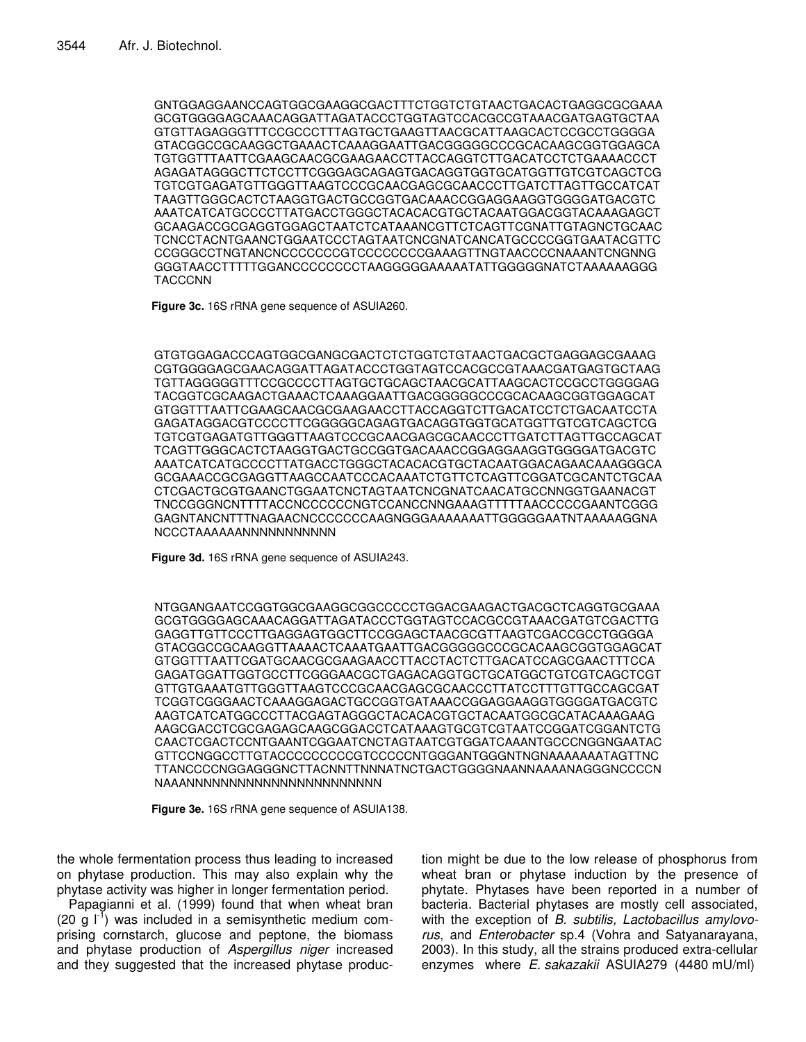GNTGGAGGAANCCAGTGGCGAAGGCGACTTTCTGGTCTGTAACTGACACTGAGGCGCGAAA
GCGTGGGGAGCAAACAGGATTAGATACCCTGGTAGTCCACGCCGTAAACGATGAGTGCTAA
GTGTTAGAGGGTTTCCGCCCTTTAGTGCTGAAGTTAACGCATTAAGCACTCCGCCTGGGGA
GTACGGCCGCAAGGCTGAAACTCAAAGGAATTGACGGGGGCCCGCACAAGCGGTGGAGCA
TGTGGTTTAATTCGAAGCAACGCGAAGAACCTTACCAGGTCTTGACATCCTCTGAAAACCCT
AGAGATAGGGCTTCTCCTTCGGGAGCAGAGTGACAGGTGGTGCATGGTTGTCGTCAGCTCG
TGTCGTGAGATGTTGGGTTAAGTCCCGCAACGAGCGCAACCCTTGATCTTAGTTGCCATCAT
TAAGTTGGGCACTCTAAGGTGACTGCCGGTGACAAACCGGAGGAAGGTGGGGATGACGTC
AAATCATCATGCCCCTTATGACCTGGGCTACACACGTGCTACAATGGACGGTACAAAGAGCT
GCAAGACCGCGAGGTGGAGCTAATCTCATAAANCGTTCTCAGTTCGNATTGTAGNCTGCAAC
TCNCCTACNTGAANCTGGAATCCCTAGTAATCNCGNATCANCATGCCCCGGTGAATACGTTC
CCGGGCCTNGTANCNCCCCCCCGTCCCCCCCCGAAAGTTNGTAACCCCNAAANTCNGNNG
GGGTAACCTTTTTGGANCCCCCCCCTAAGGGGGAAAAATATTGGGGGNATCTAAAAAAGGG
TACCCNN

**Figure 3c.** 16S rRNA gene sequence of ASUIA260.

GTGTGGAGACCCAGTGGCGANGCGACTCTCTGGTCTGTAACTGACGCTGAGGAGCGAAAG
CGTGGGGAGCGAACAGGATTAGATACCCTGGTAGTCCACGCCGTAAACGATGAGTGCTAAG
TGTTAGGGGGTTTCCGCCCCTTAGTGCTGCAGCTAACGCATTAAGCACTCCGCCTGGGGAG
TACGGTCGCAAGACTGAAACTCAAAGGAATTGACGGGGGCCCGCACAAGCGGTGGAGCAT
GTGGTTTAATTCGAAGCAACGCGAAGAACCTTACCAGGTCTTGACATCCTCTGACAATCCTA
GAGATAGGACGTCCCCTTCGGGGGCAGAGTGACAGGTGGTGCATGGTTGTCGTCAGCTCG
TGTCGTGAGATGTTGGGTTAAGTCCCGCAACGAGCGCAACCCTTGATCTTAGTTGCCAGCAT
TCAGTTGGGCACTCTAAGGTGACTGCCGGTGACAAACCGGAGGAAGGTGGGGATGACGTC
AAATCATCATGCCCCTTATGACCTGGGCTACACACGTGCTACAATGGACAGAACAAAGGGCA
GCGAAACCGCGAGGTTAAGCCAATCCCACAAATCTGTTCTCAGTTCGGATCGCANTCTGCAA
CTCGACTGCGTGAANCTGGAATCNCTAGTAATCNCGNATCAACATGCCNNGGTGAANACGT
TNCCGGGNCNTTTTACCNCCCCCNGTCCANCCNNGAAAGTTTTTAACCCCCGAANTCGGG
GAGNTANCNTTTNAGAACNCCCCCCCAAGNGGGAAAAAAATTGGGGGAATNTAAAAAGGNA
NCCCTAAAAAANNNNNNNNNN

**Figure 3d.** 16S rRNA gene sequence of ASUIA243.

NTGGANGAATCCGGTGGCGAAGGCGGCCCCCTGGACGAAGACTGACGCTCAGGTGCGAAA
GCGTGGGGAGCAAACAGGATTAGATACCCTGGTAGTCCACGCCGTAAACGATGTCGACTTG
GAGGTTGTTCCCTTGAGGAGTGGCTTCCGGAGCTAACGCGTTAAGTCGACCGCCTGGGGA
GTACGGCCGCAAGGTTAAAACTCAAATGAATTGACGGGGGCCCGCACAAGCGGTGGAGCAT
GTGGTTTAATTCGATGCAACGCGAAGAACCTTACCTACTCTTGACATCCAGCGAACTTTCCA
GAGATGGATTGGTGCCTTCGGGAACGCTGAGACAGGTGCTGCATGGCTGTCGTCAGCTCGT
GTTGTGAAATGTTGGGTTAAGTCCCGCAACGAGCGCAACCCTTATCCTTTGTTGCCAGCGAT
TCGGTCGGGAACTCAAAGGAGACTGCCGGTGATAAACCGGAGGAAGGTGGGGATGACGTC
AAGTCATCATGGCCCTTACGAGTAGGGCTACACACGTGCTACAATGGCGCATACAAAGAAG
AAGCGACCTCGCGAGAGCAAGCGGACCTCATAAAGTGCGTCGTAATCCGGATCGGANTCTG
CAACTCGACTCCNTGAANTCGGAATCNCTAGTAATCGTGGATCAAANTGCCCNGGNGAATAC
GTTCCNGGCCTTGTACCCCCCCCCGTCCCCNTGGGANTGGGNTNGNAAAAAAATAGTTNC
TTANCCCCNGGAGGGNCTTACNNTTNNNATNCTGACTGGGGNAANNAAAANAGGGNCCCCN
NAAANNNNNNNNNNNNNNNNNNNNNNN

**Figure 3e.** 16S rRNA gene sequence of ASUIA138.

the whole fermentation process thus leading to increased on phytase production. This may also explain why the phytase activity was higher in longer fermentation period.

Papagianni et al. (1999) found that when wheat bran (20 g $l^{-1}$) was included in a semisynthetic medium comprising cornstarch, glucose and peptone, the biomass and phytase production of *Aspergillus niger* increased and they suggested that the increased phytase production might be due to the low release of phosphorus from wheat bran or phytase induction by the presence of phytate. Phytases have been reported in a number of bacteria. Bacterial phytases are mostly cell associated, with the exception of *B. subtilis, Lactobacillus amylovorus*, and *Enterobacter* sp.4 (Vohra and Satyanarayana, 2003). In this study, all the strains produced extra-cellular enzymes where *E. sakazakii* ASUIA279 (4480 mU/ml)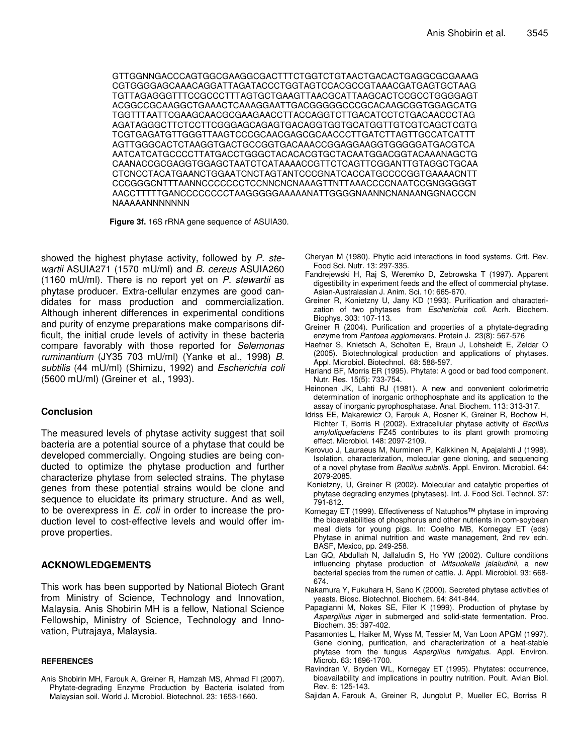GTTGGNNGACCCAGTGGCGAAGGCGACTTTCTGGTCTGTAACTGACACTGAGGCGCGAAAG
CGTGGGGAGCAAACAGGATTAGATACCCTGGTAGTCCACGCCGTAAACGATGAGTGCTAAG
TGTTAGAGGGTTTCCGCCCTTTAGTGCTGAAGTTAACGCATTAAGCACTCCGCCTGGGGAGT
ACGGCCGCAAGGCTGAAACTCAAAGGAATTGACGGGGGCCCGCACAAGCGGTGGAGCATG
TGGTTTAATTCGAAGCAACGCGAAGAACCTTACCAGGTCTTGACATCCTCTGACAACCCTAG
AGATAGGGCTTCTCCTTCGGGAGCAGAGTGACAGGTGGTGCATGGTTGTCGTCAGCTCGTG
TCGTGAGATGTTGGGTTAAGTCCCGCAACGAGCGCAACCCTTGATCTTAGTTGCCATCATTT
AGTTGGGCACTCTAAGGTGACTGCCGGTGACAAACCGGAGGAAGGTGGGGATGACGTCA
AATCATCATGCCCCTTATGACCTGGGCTACACACGTGCTACAATGGACGGTACAAANAGCTG
CAANACCGCGAGGTGGAGCTAATCTCATAAAACCGTTCTCAGTTCGGANTTGTAGGCTGCAA
CTCNCCTACATGAANCTGGAATCNCTAGTANTCCCGNATCACCATGCCCCGGTGAAAACNTT
CCCGGGCNTTTAANNCCCCCCCTCCNNCNCNAAAGTTNTTAAACCCCNAATCCGNGGGGGT
AACCTTTTTGANCCCCCCCCTAAGGGGGAAAAANATTGGGGNAANNCNANAANGGNACCCN
NAAAAANNNNNNN

**Figure 3f.** 16S rRNA gene sequence of ASUIA30.

showed the highest phytase activity, followed by *P. stewartii* ASUIA271 (1570 mU/ml) and *B. cereus* ASUIA260 (1160 mU/ml). There is no report yet on *P. stewartii* as phytase producer. Extra-cellular enzymes are good candidates for mass production and commercialization. Although inherent differences in experimental conditions and purity of enzyme preparations make comparisons difficult, the initial crude levels of activity in these bacteria compare favorably with those reported for *Selemonas ruminantium* (JY35 703 mU/ml) (Yanke et al., 1998) *B. subtilis* (44 mU/ml) (Shimizu, 1992) and *Escherichia coli* (5600 mU/ml) (Greiner et al., 1993).

## Conclusion

The measured levels of phytase activity suggest that soil bacteria are a potential source of a phytase that could be developed commercially. Ongoing studies are being conducted to optimize the phytase production and further characterize phytase from selected strains. The phytase genes from these potential strains would be clone and sequence to elucidate its primary structure. And as well, to be overexpress in *E. coli* in order to increase the production level to cost-effective levels and would offer improve properties.

## ACKNOWLEDGEMENTS

This work has been supported by National Biotech Grant from Ministry of Science, Technology and Innovation, Malaysia. Anis Shobirin MH is a fellow, National Science Fellowship, Ministry of Science, Technology and Innovation, Putrajaya, Malaysia.

### REFERENCES

Anis Shobirin MH, Farouk A, Greiner R, Hamzah MS, Ahmad FI (2007). Phytate-degrading Enzyme Production by Bacteria isolated from Malaysian soil. World J. Microbiol. Biotechnol. 23: 1653-1660.

Cheryan M (1980). Phytic acid interactions in food systems. Crit. Rev. Food Sci. Nutr. 13: 297-335.

Fandrejewski H, Raj S, Weremko D, Zebrowska T (1997). Apparent digestibility in experiment feeds and the effect of commercial phytase. Asian-Australasian J. Anim. Sci. 10: 665-670.

Greiner R, Konietzny U, Jany KD (1993). Purification and characterization of two phytases from *Escherichia coli*. Acrh. Biochem. Biophys. 303: 107-113.

Greiner R (2004). Purification and properties of a phytate-degrading enzyme from *Pantoea agglomerans*. Protein J. 23(8): 567-576

Haefner S, Knietsch A, Scholten E, Braun J, Lohsheidt E, Zeldar O (2005). Biotechnological production and applications of phytases. Appl. Microbiol. Biotechnol. 68: 588-597.

Harland BF, Morris ER (1995). Phytate: A good or bad food component. Nutr. Res. 15(5): 733-754.

Heinonen JK, Lahti RJ (1981). A new and convenient colorimetric determination of inorganic orthophosphate and its application to the assay of inorganic pyrophosphatase. Anal. Biochem. 113: 313-317.

Idriss EE, Makarewicz O, Farouk A, Rosner K, Greiner R, Bochow H, Richter T, Borris R (2002). Extracellular phytase activity of *Bacillus amyloliquefaciens* FZ45 contributes to its plant growth promoting effect. Microbiol. 148: 2097-2109.

Kerovuo J, Lauraeus M, Nurminen P, Kalkkinen N, Apajalahti J (1998). Isolation, characterization, molecular gene cloning, and sequencing of a novel phytase from *Bacillus subtilis*. Appl. Environ. Microbiol. 64: 2079-2085.

Konietzny, U, Greiner R (2002). Molecular and catalytic properties of phytase degrading enzymes (phytases). Int. J. Food Sci. Technol. 37: 791-812.

Kornegay ET (1999). Effectiveness of Natuphos™ phytase in improving the bioavalabilities of phosphorus and other nutrients in corn-soybean meal diets for young pigs. In: Coelho MB, Kornegay ET (eds) Phytase in animal nutrition and waste management, 2nd rev edn. BASF, Mexico, pp. 249-258.

Lan GQ, Abdullah N, Jallaludin S, Ho YW (2002). Culture conditions influencing phytase production of *Mitsuokella jalaludinii*, a new bacterial species from the rumen of cattle. J. Appl. Microbiol. 93: 668-674.

Nakamura Y, Fukuhara H, Sano K (2000). Secreted phytase activities of yeasts. Biosc. Biotechnol. Biochem. 64: 841-844.

Papagianni M, Nokes SE, Filer K (1999). Production of phytase by *Aspergillus niger* in submerged and solid-state fermentation. Proc. Biochem. 35: 397-402.

Pasamontes L, Haiker M, Wyss M, Tessier M, Van Loon APGM (1997). Gene cloning, purification, and characterization of a heat-stable phytase from the fungus *Aspergillus fumigatus*. Appl. Environ. Microb. 63: 1696-1700.

Ravindran V, Bryden WL, Kornegay ET (1995). Phytates: occurrence, bioavailability and implications in poultry nutrition. Poult. Avian Biol. Rev. 6: 125-143.

Sajidan A, Farouk A, Greiner R, Jungblut P, Mueller EC, Borriss R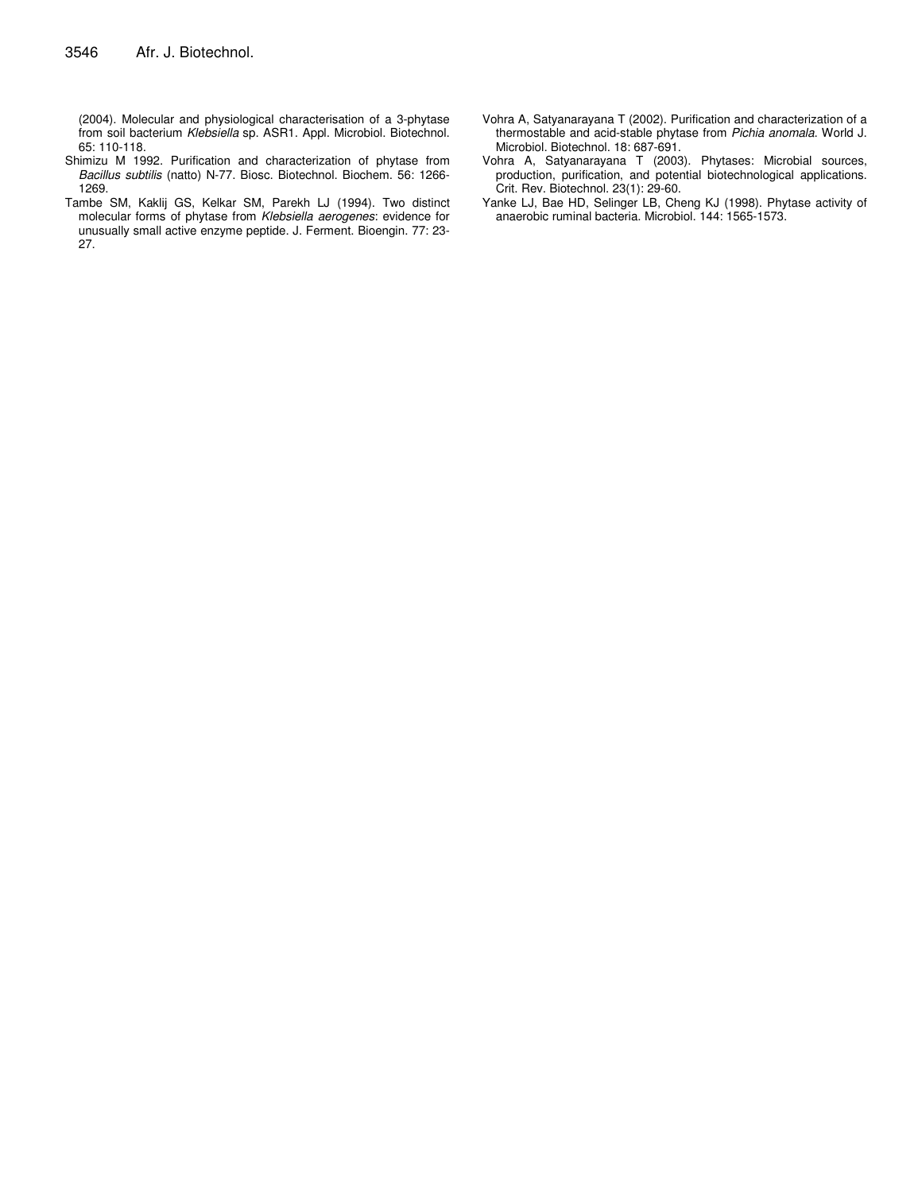(2004). Molecular and physiological characterisation of a 3-phytase from soil bacterium *Klebsiella* sp. ASR1. Appl. Microbiol. Biotechnol. 65: 110-118.

Shimizu M 1992. Purification and characterization of phytase from *Bacillus subtilis* (natto) N-77. Biosc. Biotechnol. Biochem. 56: 1266-1269.

Tambe SM, Kaklij GS, Kelkar SM, Parekh LJ (1994). Two distinct molecular forms of phytase from *Klebsiella aerogenes*: evidence for unusually small active enzyme peptide. J. Ferment. Bioengin. 77: 23-27.

Vohra A, Satyanarayana T (2002). Purification and characterization of a thermostable and acid-stable phytase from *Pichia anomala*. World J. Microbiol. Biotechnol. 18: 687-691.

Vohra A, Satyanarayana T (2003). Phytases: Microbial sources, production, purification, and potential biotechnological applications. Crit. Rev. Biotechnol. 23(1): 29-60.

Yanke LJ, Bae HD, Selinger LB, Cheng KJ (1998). Phytase activity of anaerobic ruminal bacteria. Microbiol. 144: 1565-1573.